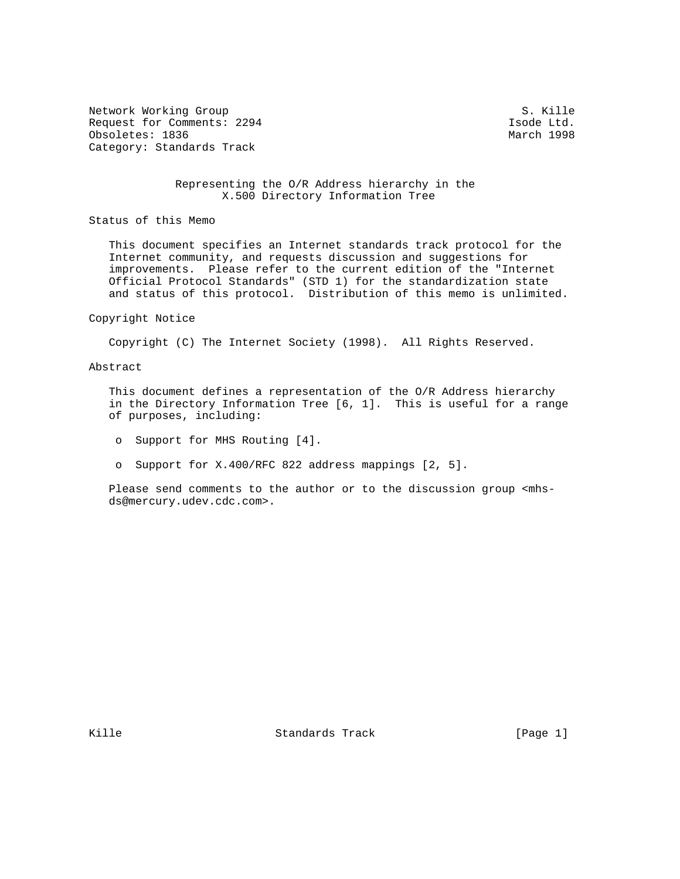Network Working Group S. Kille
Request for Comments: 2294 Isode Ltd.
Obsoletes: 1836 March 1998
Category: Standards Track

# Representing the O/R Address hierarchy in the X.500 Directory Information Tree

## Status of this Memo

This document specifies an Internet standards track protocol for the Internet community, and requests discussion and suggestions for improvements. Please refer to the current edition of the "Internet Official Protocol Standards" (STD 1) for the standardization state and status of this protocol. Distribution of this memo is unlimited.

## Copyright Notice

Copyright (C) The Internet Society (1998). All Rights Reserved.

## Abstract

This document defines a representation of the O/R Address hierarchy in the Directory Information Tree [6, 1]. This is useful for a range of purposes, including:

- Support for MHS Routing [4].
- Support for X.400/RFC 822 address mappings [2, 5].

Please send comments to the author or to the discussion group <mhs-ds@mercury.udev.cdc.com>.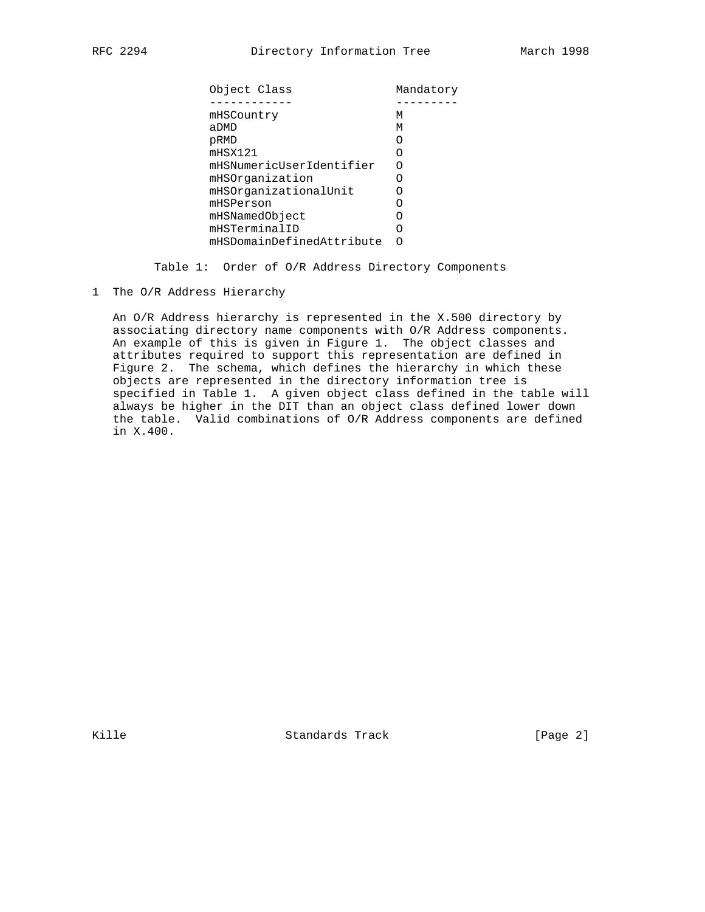| Object Class | Mandatory |
| --- | --- |
| mHSCountry | M |
| aDMD | M |
| pRMD | O |
| mHSX121 | O |
| mHSNumericUserIdentifier | O |
| mHSOrganization | O |
| mHSOrganizationalUnit | O |
| mHSPerson | O |
| mHSNamedObject | O |
| mHSTerminalID | O |
| mHSDomainDefinedAttribute | O |

Table 1: Order of O/R Address Directory Components

## 1 The O/R Address Hierarchy

An O/R Address hierarchy is represented in the X.500 directory by associating directory name components with O/R Address components. An example of this is given in Figure 1. The object classes and attributes required to support this representation are defined in Figure 2. The schema, which defines the hierarchy in which these objects are represented in the directory information tree is specified in Table 1. A given object class defined in the table will always be higher in the DIT than an object class defined lower down the table. Valid combinations of O/R Address components are defined in X.400.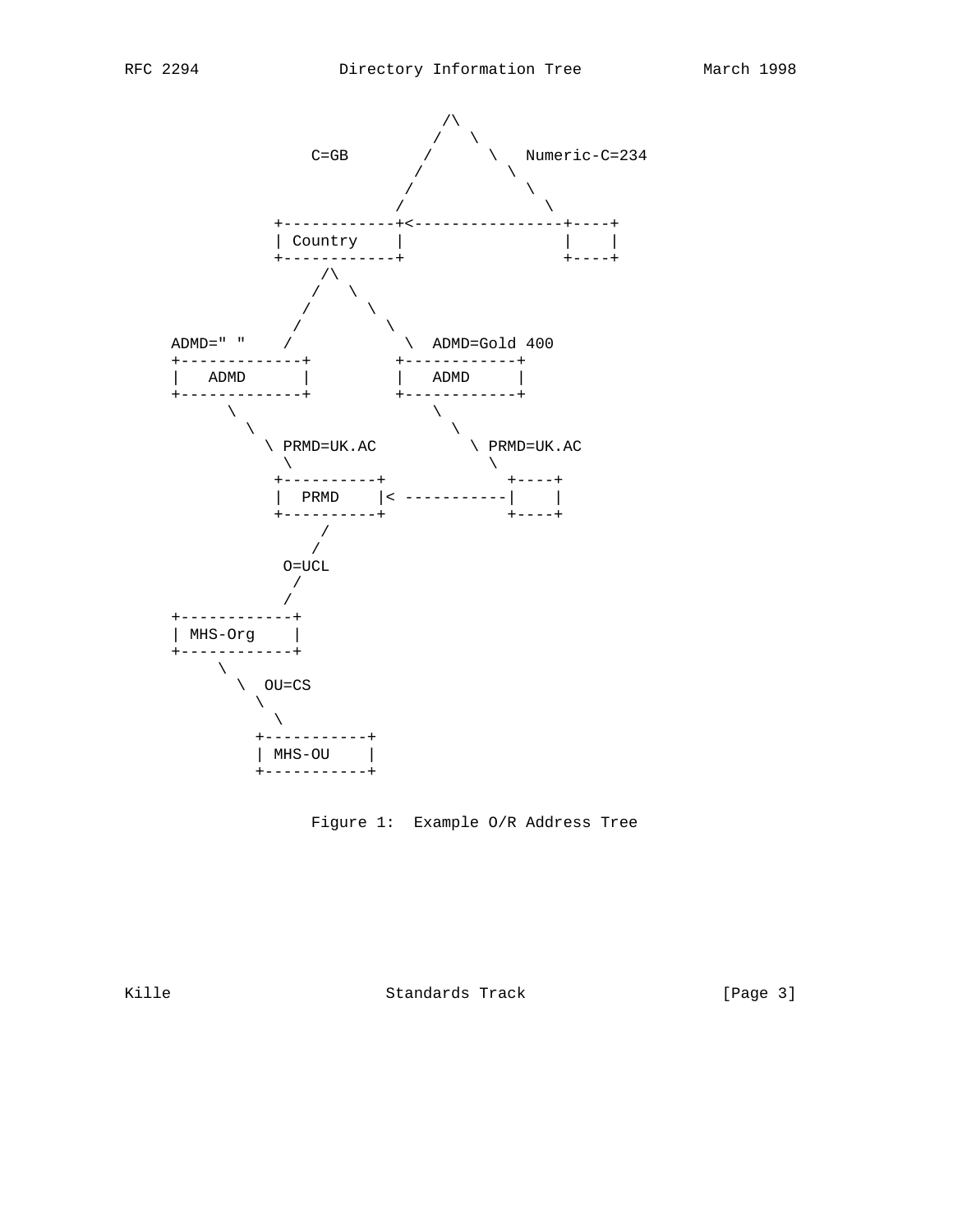```
                                     /\
                                    /  \
                C=GB               /    \   Numeric-C=234
                                  /      \
                                 /        \
                                /          \
             +------------+<----------------+----+
             | Country    |                 |    |
             +------------+                 +----+
                  /\
                 /  \
                /    \
               /      \
  ADMD=" "    /        \  ADMD=Gold 400
  +-------------+         +------------+
  |   ADMD      |         |   ADMD     |
  +-------------+         +------------+
        \                     \
         \                     \
          \ PRMD=UK.AC          \ PRMD=UK.AC
           \                     \
             +----------+           +----+
             |  PRMD    |< ---------|    |
             +----------+           +----+
                  /
                 /
           O=UCL
              /
             /
  +------------+
  | MHS-Org    |
  +------------+
       \
        \  OU=CS
         \
          \
           +-----------+
           | MHS-OU    |
           +-----------+
```

Figure 1: Example O/R Address Tree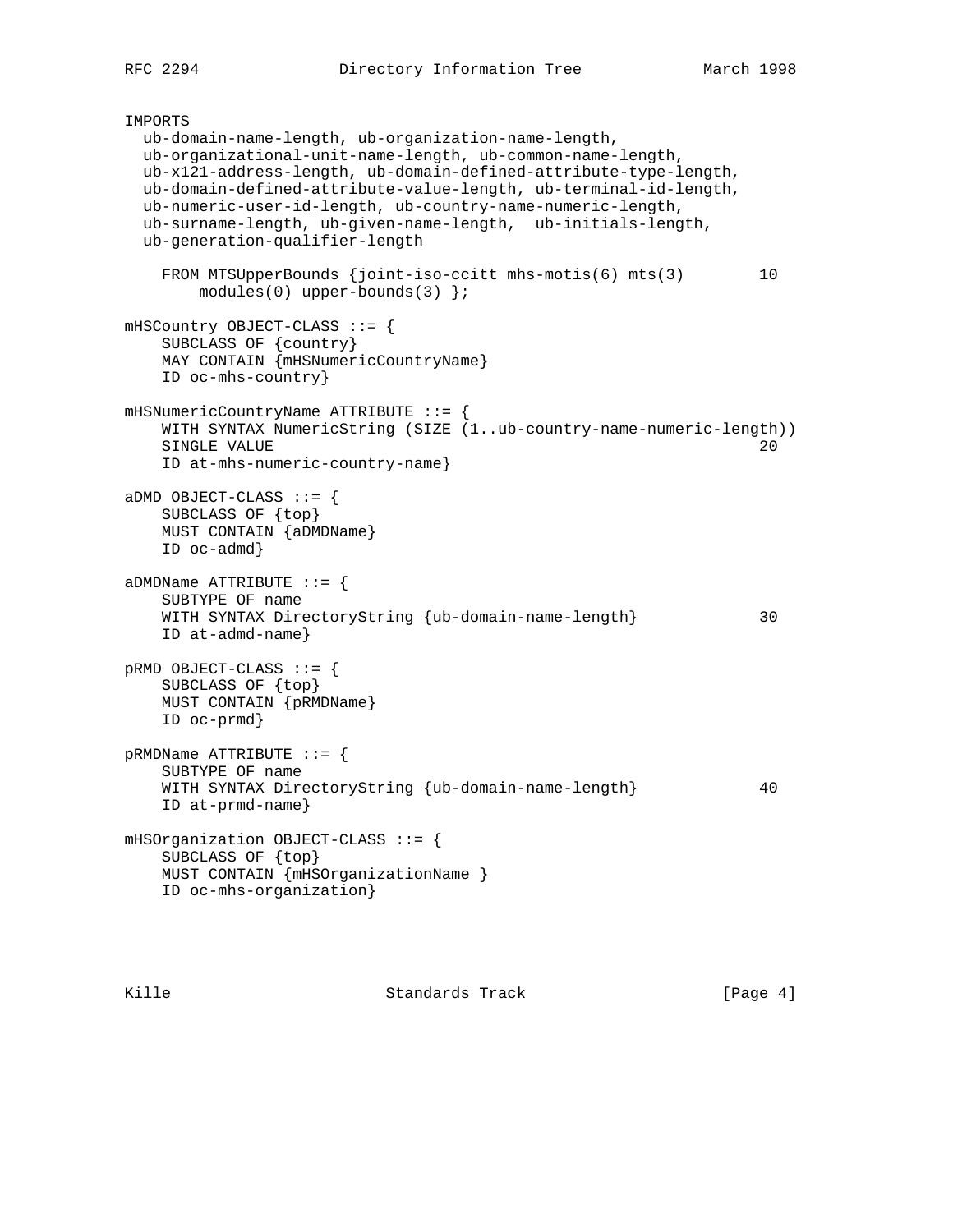```
IMPORTS
  ub-domain-name-length, ub-organization-name-length,
  ub-organizational-unit-name-length, ub-common-name-length,
  ub-x121-address-length, ub-domain-defined-attribute-type-length,
  ub-domain-defined-attribute-value-length, ub-terminal-id-length,
  ub-numeric-user-id-length, ub-country-name-numeric-length,
  ub-surname-length, ub-given-name-length,  ub-initials-length,
  ub-generation-qualifier-length

    FROM MTSUpperBounds {joint-iso-ccitt mhs-motis(6) mts(3)        10
        modules(0) upper-bounds(3) };

mHSCountry OBJECT-CLASS ::= {
    SUBCLASS OF {country}
    MAY CONTAIN {mHSNumericCountryName}
    ID oc-mhs-country}

mHSNumericCountryName ATTRIBUTE ::= {
    WITH SYNTAX NumericString (SIZE (1..ub-country-name-numeric-length))
    SINGLE VALUE                                                    20
    ID at-mhs-numeric-country-name}

aDMD OBJECT-CLASS ::= {
    SUBCLASS OF {top}
    MUST CONTAIN {aDMDName}
    ID oc-admd}

aDMDName ATTRIBUTE ::= {
    SUBTYPE OF name
    WITH SYNTAX DirectoryString {ub-domain-name-length}             30
    ID at-admd-name}

pRMD OBJECT-CLASS ::= {
    SUBCLASS OF {top}
    MUST CONTAIN {pRMDName}
    ID oc-prmd}

pRMDName ATTRIBUTE ::= {
    SUBTYPE OF name
    WITH SYNTAX DirectoryString {ub-domain-name-length}             40
    ID at-prmd-name}

mHSOrganization OBJECT-CLASS ::= {
    SUBCLASS OF {top}
    MUST CONTAIN {mHSOrganizationName }
    ID oc-mhs-organization}
```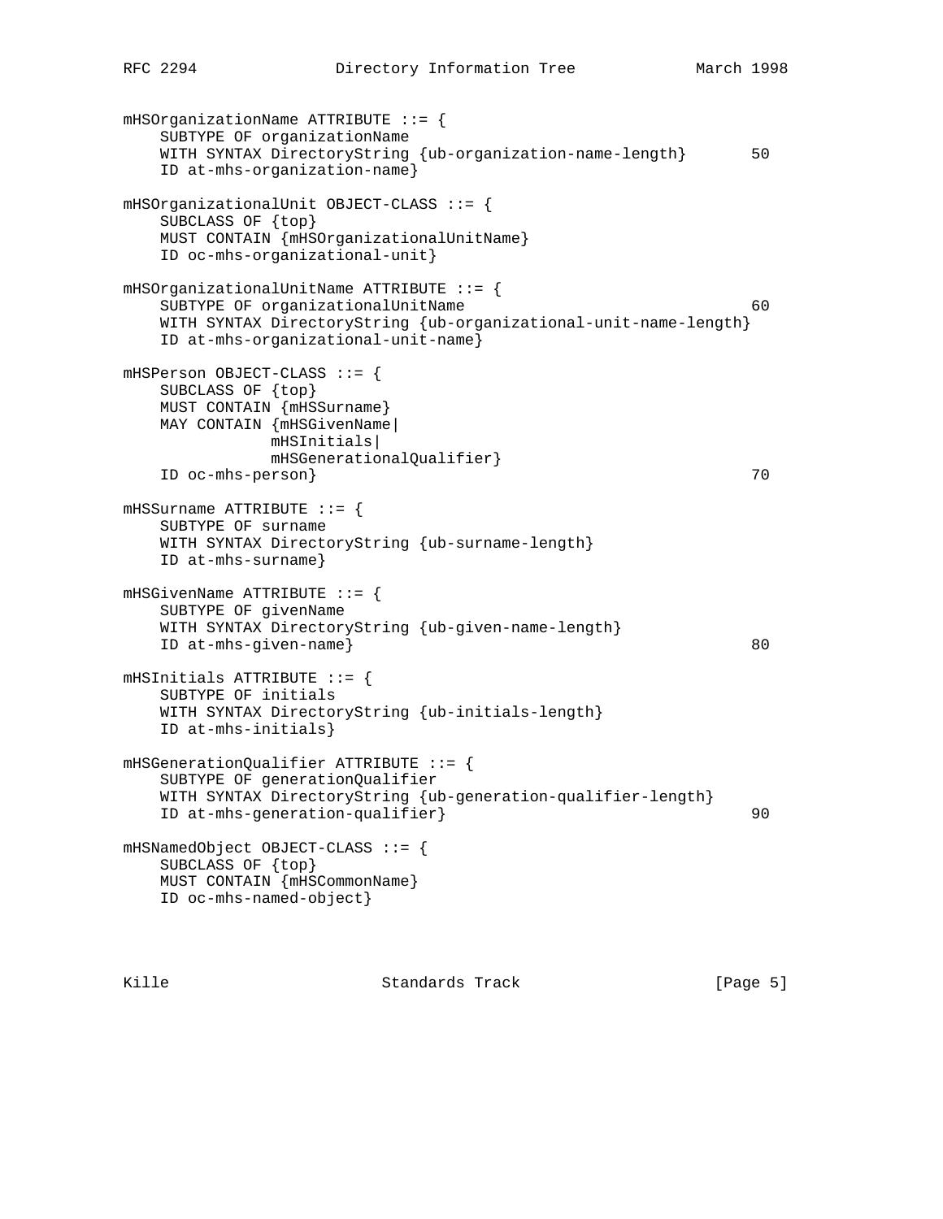```
mHSOrganizationName ATTRIBUTE ::= {
    SUBTYPE OF organizationName
    WITH SYNTAX DirectoryString {ub-organization-name-length}       50
    ID at-mhs-organization-name}

mHSOrganizationalUnit OBJECT-CLASS ::= {
    SUBCLASS OF {top}
    MUST CONTAIN {mHSOrganizationalUnitName}
    ID oc-mhs-organizational-unit}

mHSOrganizationalUnitName ATTRIBUTE ::= {
    SUBTYPE OF organizationalUnitName                               60
    WITH SYNTAX DirectoryString {ub-organizational-unit-name-length}
    ID at-mhs-organizational-unit-name}

mHSPerson OBJECT-CLASS ::= {
    SUBCLASS OF {top}
    MUST CONTAIN {mHSSurname}
    MAY CONTAIN {mHSGivenName|
                mHSInitials|
                mHSGenerationalQualifier}
    ID oc-mhs-person}                                               70

mHSSurname ATTRIBUTE ::= {
    SUBTYPE OF surname
    WITH SYNTAX DirectoryString {ub-surname-length}
    ID at-mhs-surname}

mHSGivenName ATTRIBUTE ::= {
    SUBTYPE OF givenName
    WITH SYNTAX DirectoryString {ub-given-name-length}
    ID at-mhs-given-name}                                           80

mHSInitials ATTRIBUTE ::= {
    SUBTYPE OF initials
    WITH SYNTAX DirectoryString {ub-initials-length}
    ID at-mhs-initials}

mHSGenerationQualifier ATTRIBUTE ::= {
    SUBTYPE OF generationQualifier
    WITH SYNTAX DirectoryString {ub-generation-qualifier-length}
    ID at-mhs-generation-qualifier}                                 90

mHSNamedObject OBJECT-CLASS ::= {
    SUBCLASS OF {top}
    MUST CONTAIN {mHSCommonName}
    ID oc-mhs-named-object}
```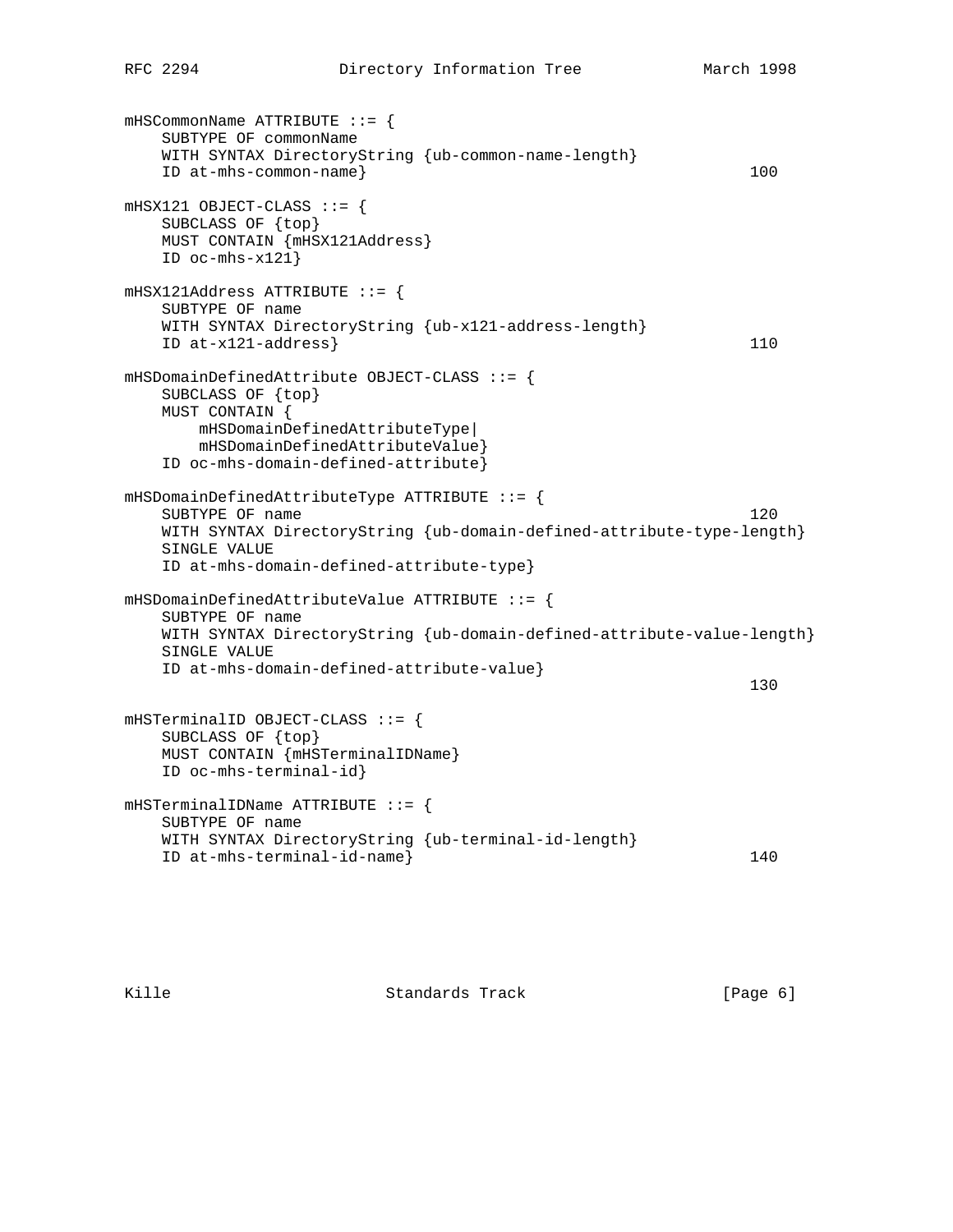```
mHSCommonName ATTRIBUTE ::= {
    SUBTYPE OF commonName
    WITH SYNTAX DirectoryString {ub-common-name-length}
    ID at-mhs-common-name}                                        100

mHSX121 OBJECT-CLASS ::= {
    SUBCLASS OF {top}
    MUST CONTAIN {mHSX121Address}
    ID oc-mhs-x121}

mHSX121Address ATTRIBUTE ::= {
    SUBTYPE OF name
    WITH SYNTAX DirectoryString {ub-x121-address-length}
    ID at-x121-address}                                           110

mHSDomainDefinedAttribute OBJECT-CLASS ::= {
    SUBCLASS OF {top}
    MUST CONTAIN {
        mHSDomainDefinedAttributeType|
        mHSDomainDefinedAttributeValue}
    ID oc-mhs-domain-defined-attribute}

mHSDomainDefinedAttributeType ATTRIBUTE ::= {
    SUBTYPE OF name                                               120
    WITH SYNTAX DirectoryString {ub-domain-defined-attribute-type-length}
    SINGLE VALUE
    ID at-mhs-domain-defined-attribute-type}

mHSDomainDefinedAttributeValue ATTRIBUTE ::= {
    SUBTYPE OF name
    WITH SYNTAX DirectoryString {ub-domain-defined-attribute-value-length}
    SINGLE VALUE
    ID at-mhs-domain-defined-attribute-value}
                                                                  130

mHSTerminalID OBJECT-CLASS ::= {
    SUBCLASS OF {top}
    MUST CONTAIN {mHSTerminalIDName}
    ID oc-mhs-terminal-id}

mHSTerminalIDName ATTRIBUTE ::= {
    SUBTYPE OF name
    WITH SYNTAX DirectoryString {ub-terminal-id-length}
    ID at-mhs-terminal-id-name}                                   140
```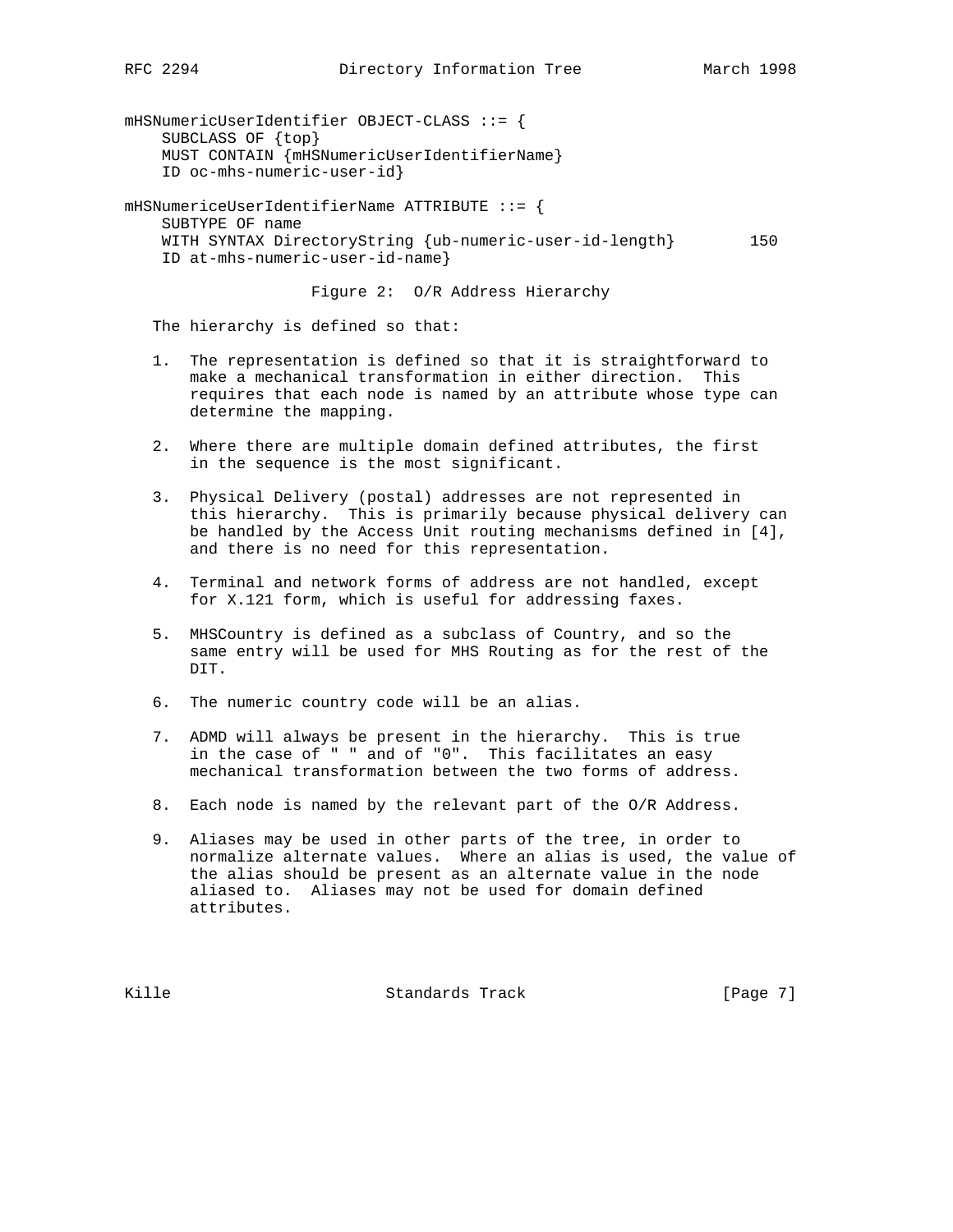```
mHSNumericUserIdentifier OBJECT-CLASS ::= {
    SUBCLASS OF {top}
    MUST CONTAIN {mHSNumericUserIdentifierName}
    ID oc-mhs-numeric-user-id}

mHSNumericeUserIdentifierName ATTRIBUTE ::= {
    SUBTYPE OF name
    WITH SYNTAX DirectoryString {ub-numeric-user-id-length}        150
    ID at-mhs-numeric-user-id-name}
```

Figure 2: O/R Address Hierarchy

The hierarchy is defined so that:

1. The representation is defined so that it is straightforward to make a mechanical transformation in either direction. This requires that each node is named by an attribute whose type can determine the mapping.

2. Where there are multiple domain defined attributes, the first in the sequence is the most significant.

3. Physical Delivery (postal) addresses are not represented in this hierarchy. This is primarily because physical delivery can be handled by the Access Unit routing mechanisms defined in [4], and there is no need for this representation.

4. Terminal and network forms of address are not handled, except for X.121 form, which is useful for addressing faxes.

5. MHSCountry is defined as a subclass of Country, and so the same entry will be used for MHS Routing as for the rest of the DIT.

6. The numeric country code will be an alias.

7. ADMD will always be present in the hierarchy. This is true in the case of " " and of "0". This facilitates an easy mechanical transformation between the two forms of address.

8. Each node is named by the relevant part of the O/R Address.

9. Aliases may be used in other parts of the tree, in order to normalize alternate values. Where an alias is used, the value of the alias should be present as an alternate value in the node aliased to. Aliases may not be used for domain defined attributes.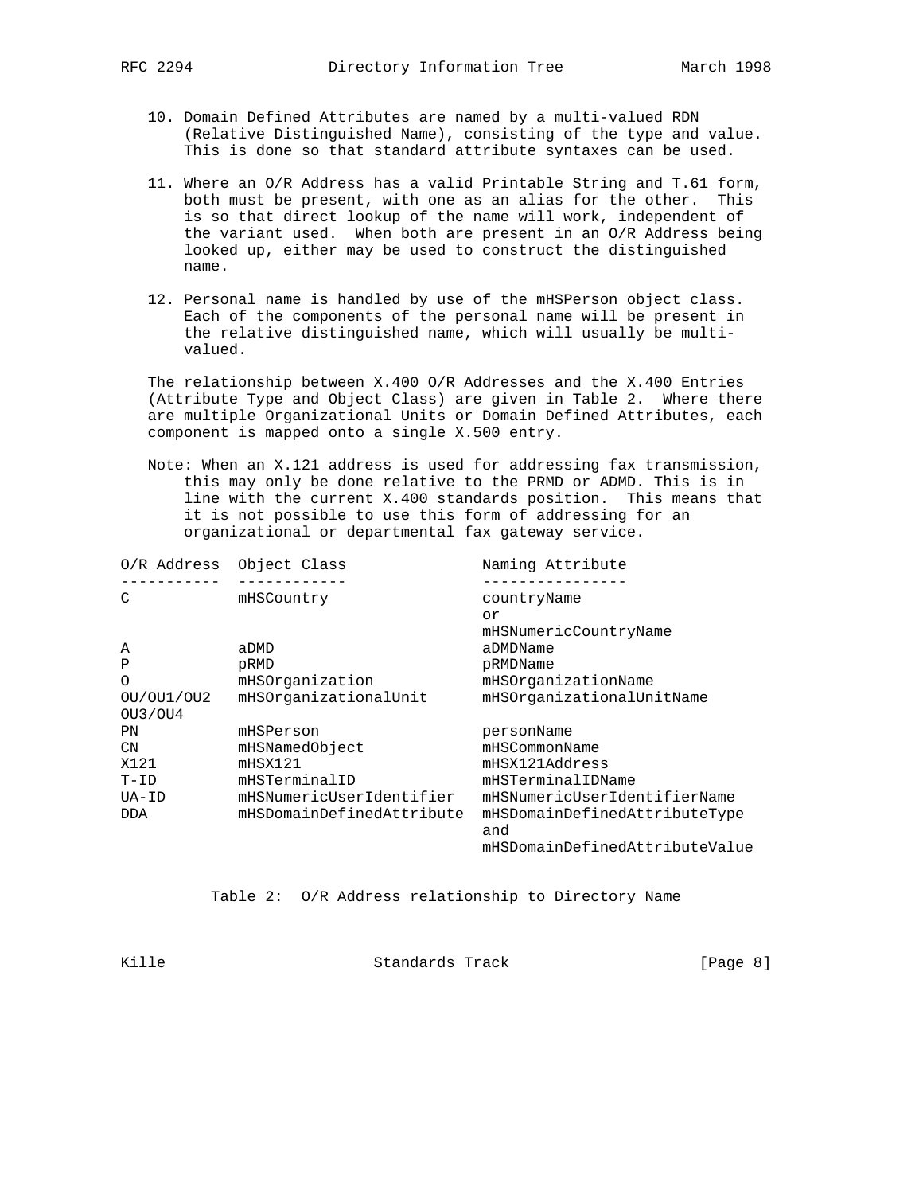10. Domain Defined Attributes are named by a multi-valued RDN (Relative Distinguished Name), consisting of the type and value. This is done so that standard attribute syntaxes can be used.

11. Where an O/R Address has a valid Printable String and T.61 form, both must be present, with one as an alias for the other. This is so that direct lookup of the name will work, independent of the variant used. When both are present in an O/R Address being looked up, either may be used to construct the distinguished name.

12. Personal name is handled by use of the mHSPerson object class. Each of the components of the personal name will be present in the relative distinguished name, which will usually be multi-valued.

The relationship between X.400 O/R Addresses and the X.400 Entries (Attribute Type and Object Class) are given in Table 2. Where there are multiple Organizational Units or Domain Defined Attributes, each component is mapped onto a single X.500 entry.

Note: When an X.121 address is used for addressing fax transmission, this may only be done relative to the PRMD or ADMD. This is in line with the current X.400 standards position. This means that it is not possible to use this form of addressing for an organizational or departmental fax gateway service.

| O/R Address | Object Class | Naming Attribute |
|---|---|---|
| C | mHSCountry | countryName or mHSNumericCountryName |
| A | aDMD | aDMDName |
| P | pRMD | pRMDName |
| O | mHSOrganization | mHSOrganizationName |
| OU/OU1/OU2 OU3/OU4 | mHSOrganizationalUnit | mHSOrganizationalUnitName |
| PN | mHSPerson | personName |
| CN | mHSNamedObject | mHSCommonName |
| X121 | mHSX121 | mHSX121Address |
| T-ID | mHSTerminalID | mHSTerminalIDName |
| UA-ID | mHSNumericUserIdentifier | mHSNumericUserIdentifierName |
| DDA | mHSDomainDefinedAttribute | mHSDomainDefinedAttributeType and mHSDomainDefinedAttributeValue |

Table 2: O/R Address relationship to Directory Name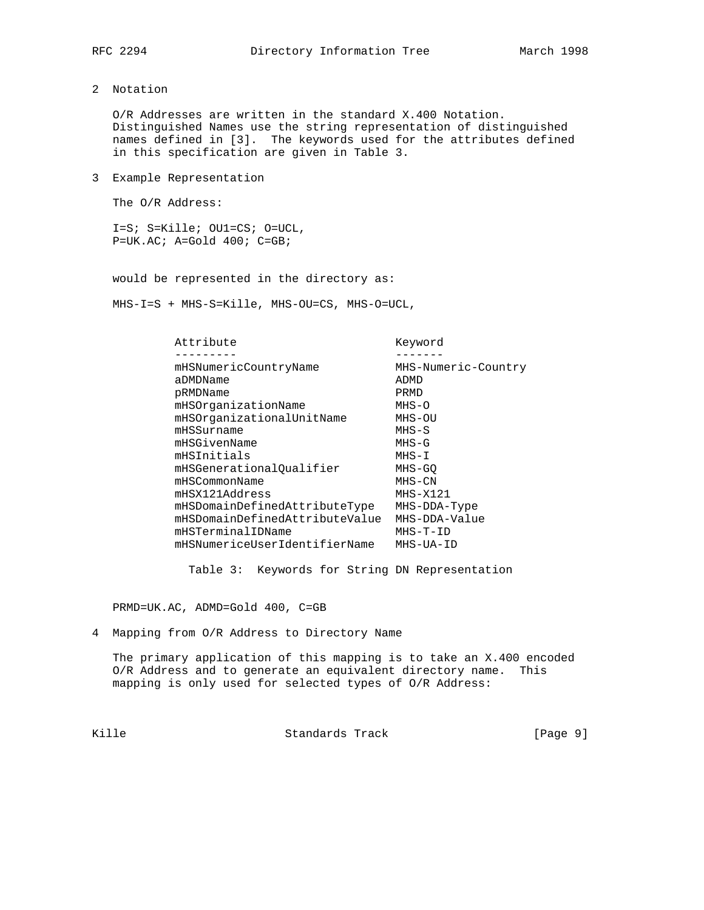## 2 Notation

O/R Addresses are written in the standard X.400 Notation. Distinguished Names use the string representation of distinguished names defined in [3]. The keywords used for the attributes defined in this specification are given in Table 3.

## 3 Example Representation

The O/R Address:

```
I=S; S=Kille; OU1=CS; O=UCL,
P=UK.AC; A=Gold 400; C=GB;
```

would be represented in the directory as:

```
MHS-I=S + MHS-S=Kille, MHS-OU=CS, MHS-O=UCL,
```

| Attribute | Keyword |
|---|---|
| mHSNumericCountryName | MHS-Numeric-Country |
| aDMDName | ADMD |
| pRMDName | PRMD |
| mHSOrganizationName | MHS-O |
| mHSOrganizationalUnitName | MHS-OU |
| mHSSurname | MHS-S |
| mHSGivenName | MHS-G |
| mHSInitials | MHS-I |
| mHSGenerationalQualifier | MHS-GQ |
| mHSCommonName | MHS-CN |
| mHSX121Address | MHS-X121 |
| mHSDomainDefinedAttributeType | MHS-DDA-Type |
| mHSDomainDefinedAttributeValue | MHS-DDA-Value |
| mHSTerminalIDName | MHS-T-ID |
| mHSNumericeUserIdentifierName | MHS-UA-ID |

Table 3: Keywords for String DN Representation

```
PRMD=UK.AC, ADMD=Gold 400, C=GB
```

## 4 Mapping from O/R Address to Directory Name

The primary application of this mapping is to take an X.400 encoded O/R Address and to generate an equivalent directory name. This mapping is only used for selected types of O/R Address: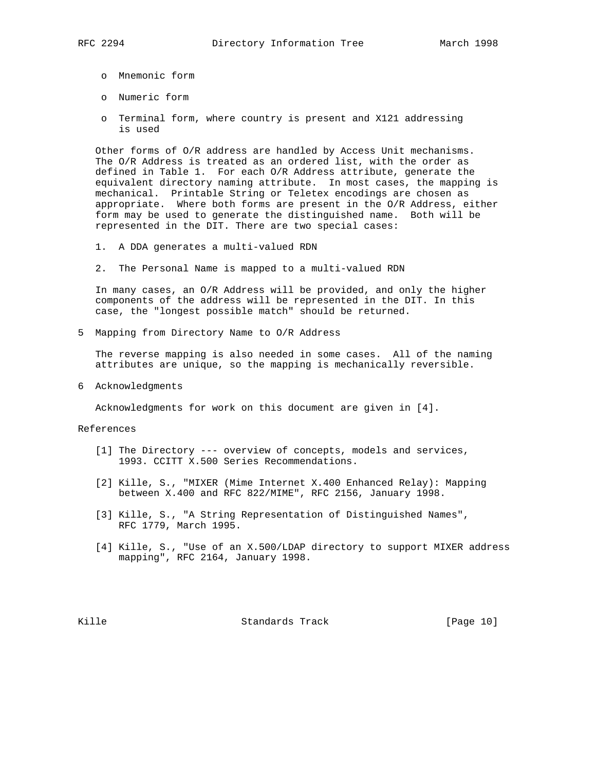- Mnemonic form
- Numeric form
- Terminal form, where country is present and X121 addressing is used

Other forms of O/R address are handled by Access Unit mechanisms. The O/R Address is treated as an ordered list, with the order as defined in Table 1. For each O/R Address attribute, generate the equivalent directory naming attribute. In most cases, the mapping is mechanical. Printable String or Teletex encodings are chosen as appropriate. Where both forms are present in the O/R Address, either form may be used to generate the distinguished name. Both will be represented in the DIT. There are two special cases:

1. A DDA generates a multi-valued RDN
2. The Personal Name is mapped to a multi-valued RDN

In many cases, an O/R Address will be provided, and only the higher components of the address will be represented in the DIT. In this case, the "longest possible match" should be returned.

## 5 Mapping from Directory Name to O/R Address

The reverse mapping is also needed in some cases. All of the naming attributes are unique, so the mapping is mechanically reversible.

## 6 Acknowledgments

Acknowledgments for work on this document are given in [4].

## References

[1] The Directory --- overview of concepts, models and services, 1993. CCITT X.500 Series Recommendations.

[2] Kille, S., "MIXER (Mime Internet X.400 Enhanced Relay): Mapping between X.400 and RFC 822/MIME", RFC 2156, January 1998.

[3] Kille, S., "A String Representation of Distinguished Names", RFC 1779, March 1995.

[4] Kille, S., "Use of an X.500/LDAP directory to support MIXER address mapping", RFC 2164, January 1998.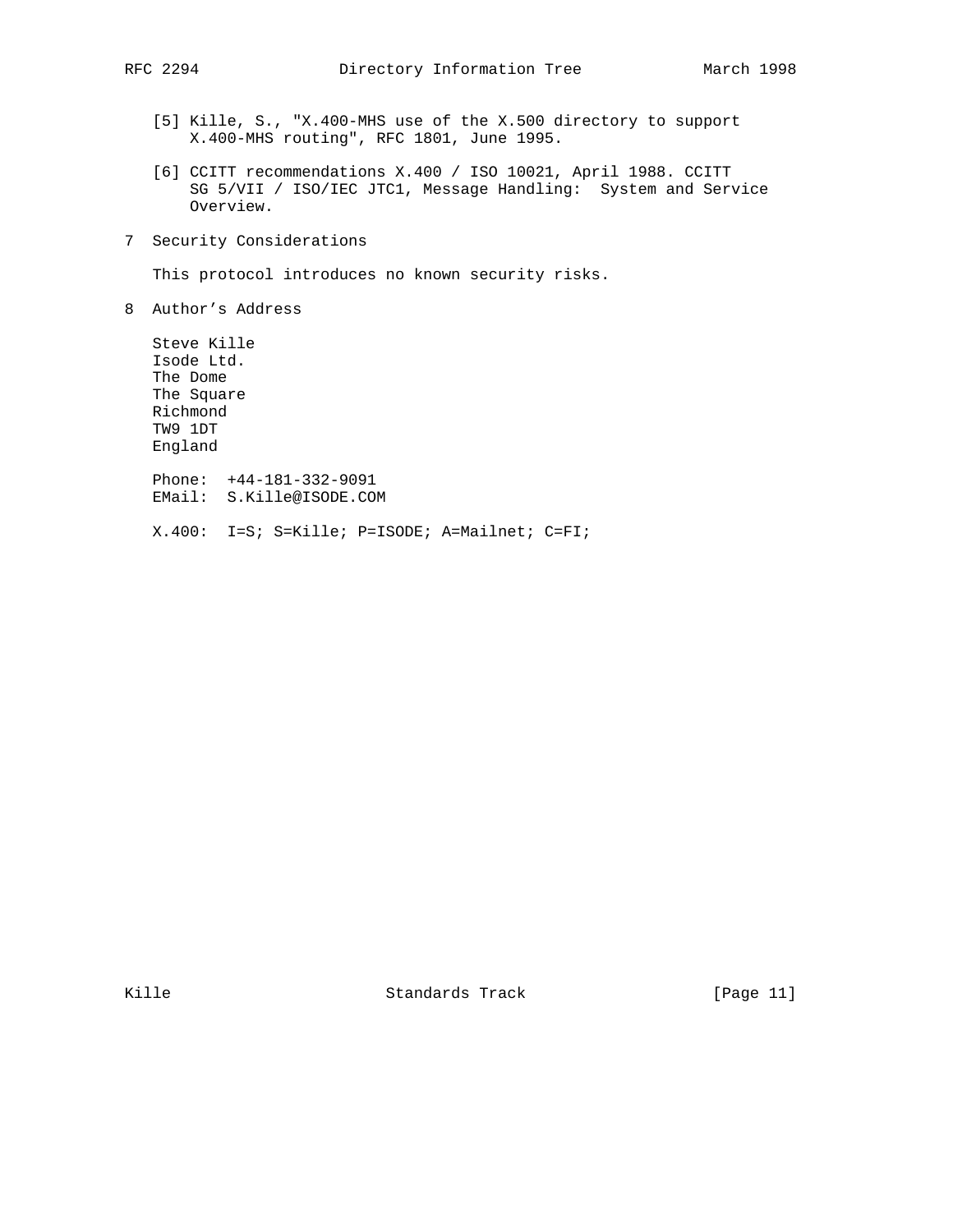[5] Kille, S., "X.400-MHS use of the X.500 directory to support X.400-MHS routing", RFC 1801, June 1995.

[6] CCITT recommendations X.400 / ISO 10021, April 1988. CCITT SG 5/VII / ISO/IEC JTC1, Message Handling: System and Service Overview.

## 7 Security Considerations

This protocol introduces no known security risks.

## 8 Author's Address

Steve Kille
Isode Ltd.
The Dome
The Square
Richmond
TW9 1DT
England

Phone: +44-181-332-9091
EMail: S.Kille@ISODE.COM

X.400: I=S; S=Kille; P=ISODE; A=Mailnet; C=FI;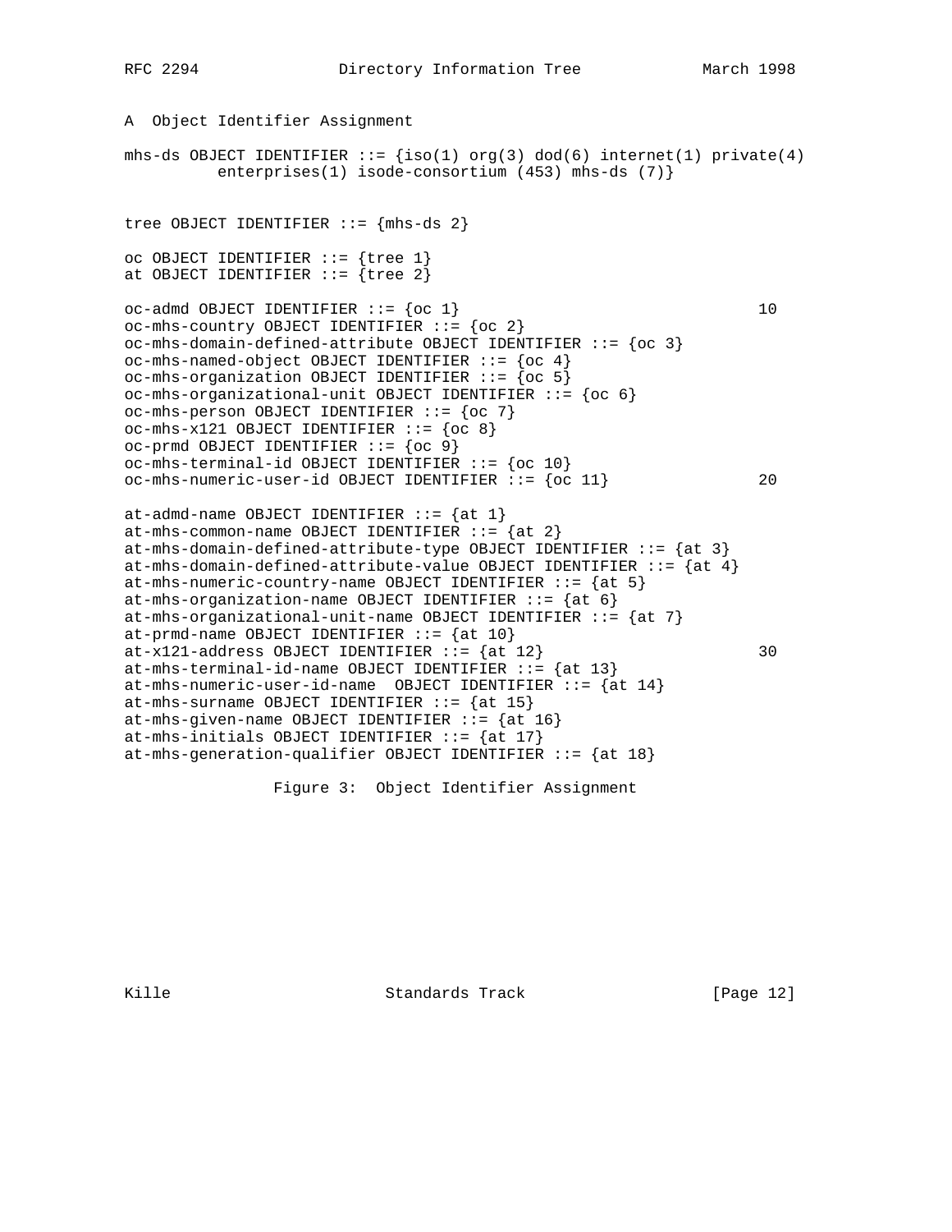## A Object Identifier Assignment

```
mhs-ds OBJECT IDENTIFIER ::= {iso(1) org(3) dod(6) internet(1) private(4)
          enterprises(1) isode-consortium (453) mhs-ds (7)}


tree OBJECT IDENTIFIER ::= {mhs-ds 2}

oc OBJECT IDENTIFIER ::= {tree 1}
at OBJECT IDENTIFIER ::= {tree 2}

oc-admd OBJECT IDENTIFIER ::= {oc 1}                                10
oc-mhs-country OBJECT IDENTIFIER ::= {oc 2}
oc-mhs-domain-defined-attribute OBJECT IDENTIFIER ::= {oc 3}
oc-mhs-named-object OBJECT IDENTIFIER ::= {oc 4}
oc-mhs-organization OBJECT IDENTIFIER ::= {oc 5}
oc-mhs-organizational-unit OBJECT IDENTIFIER ::= {oc 6}
oc-mhs-person OBJECT IDENTIFIER ::= {oc 7}
oc-mhs-x121 OBJECT IDENTIFIER ::= {oc 8}
oc-prmd OBJECT IDENTIFIER ::= {oc 9}
oc-mhs-terminal-id OBJECT IDENTIFIER ::= {oc 10}
oc-mhs-numeric-user-id OBJECT IDENTIFIER ::= {oc 11}                20

at-admd-name OBJECT IDENTIFIER ::= {at 1}
at-mhs-common-name OBJECT IDENTIFIER ::= {at 2}
at-mhs-domain-defined-attribute-type OBJECT IDENTIFIER ::= {at 3}
at-mhs-domain-defined-attribute-value OBJECT IDENTIFIER ::= {at 4}
at-mhs-numeric-country-name OBJECT IDENTIFIER ::= {at 5}
at-mhs-organization-name OBJECT IDENTIFIER ::= {at 6}
at-mhs-organizational-unit-name OBJECT IDENTIFIER ::= {at 7}
at-prmd-name OBJECT IDENTIFIER ::= {at 10}
at-x121-address OBJECT IDENTIFIER ::= {at 12}                       30
at-mhs-terminal-id-name OBJECT IDENTIFIER ::= {at 13}
at-mhs-numeric-user-id-name  OBJECT IDENTIFIER ::= {at 14}
at-mhs-surname OBJECT IDENTIFIER ::= {at 15}
at-mhs-given-name OBJECT IDENTIFIER ::= {at 16}
at-mhs-initials OBJECT IDENTIFIER ::= {at 17}
at-mhs-generation-qualifier OBJECT IDENTIFIER ::= {at 18}
```

Figure 3: Object Identifier Assignment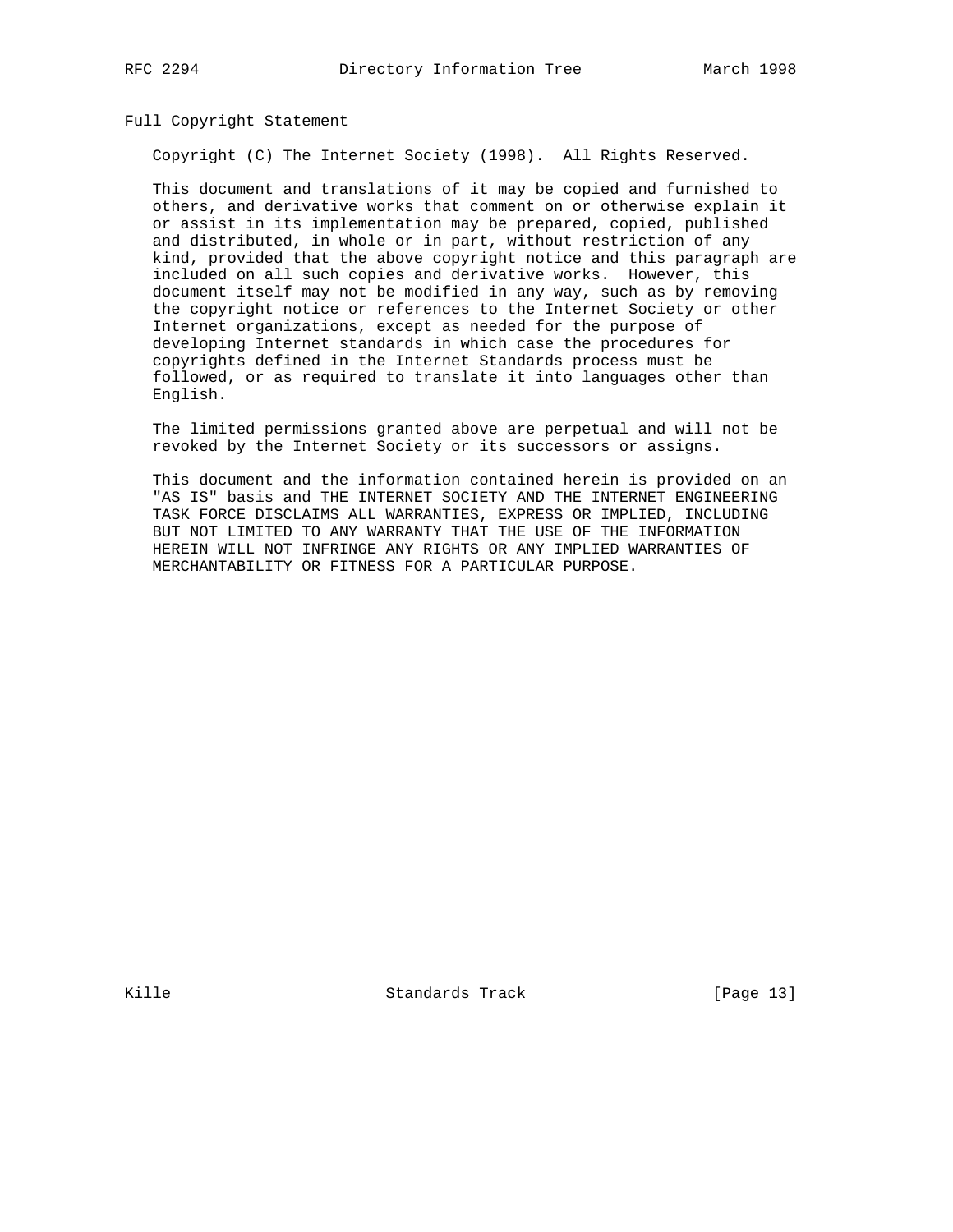## Full Copyright Statement

Copyright (C) The Internet Society (1998). All Rights Reserved.

This document and translations of it may be copied and furnished to others, and derivative works that comment on or otherwise explain it or assist in its implementation may be prepared, copied, published and distributed, in whole or in part, without restriction of any kind, provided that the above copyright notice and this paragraph are included on all such copies and derivative works. However, this document itself may not be modified in any way, such as by removing the copyright notice or references to the Internet Society or other Internet organizations, except as needed for the purpose of developing Internet standards in which case the procedures for copyrights defined in the Internet Standards process must be followed, or as required to translate it into languages other than English.

The limited permissions granted above are perpetual and will not be revoked by the Internet Society or its successors or assigns.

This document and the information contained herein is provided on an "AS IS" basis and THE INTERNET SOCIETY AND THE INTERNET ENGINEERING TASK FORCE DISCLAIMS ALL WARRANTIES, EXPRESS OR IMPLIED, INCLUDING BUT NOT LIMITED TO ANY WARRANTY THAT THE USE OF THE INFORMATION HEREIN WILL NOT INFRINGE ANY RIGHTS OR ANY IMPLIED WARRANTIES OF MERCHANTABILITY OR FITNESS FOR A PARTICULAR PURPOSE.